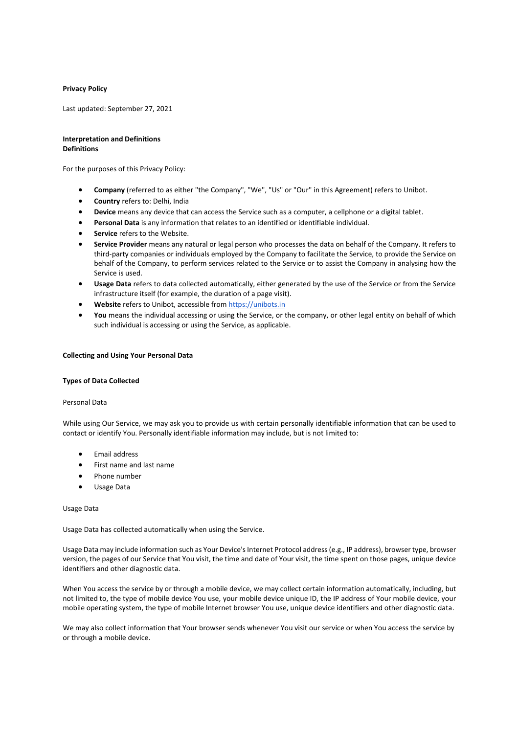# Privacy Policy

Last updated: September 27, 2021

## Interpretation and Definitions

### Definitions

For the purposes of this Privacy Policy:

- **Company** (referred to as either "the Company", "We", "Us" or "Our" in this Agreement) refers to Unibot.
- **Country** refers to: Delhi, India
- **Device** means any device that can access the Service such as a computer, a cellphone or a digital tablet.
- **Personal Data** is any information that relates to an identified or identifiable individual.
- **Service** refers to the Website.
- **Service Provider** means any natural or legal person who processes the data on behalf of the Company. It refers to third-party companies or individuals employed by the Company to facilitate the Service, to provide the Service on behalf of the Company, to perform services related to the Service or to assist the Company in analysing how the Service is used.
- **Usage Data** refers to data collected automatically, either generated by the use of the Service or from the Service infrastructure itself (for example, the duration of a page visit).
- **Website** refers to Unibot, accessible from [https://unibots.in](https://unibots.in)
- **You** means the individual accessing or using the Service, or the company, or other legal entity on behalf of which such individual is accessing or using the Service, as applicable.

## Collecting and Using Your Personal Data

### Types of Data Collected

Personal Data

While using Our Service, we may ask you to provide us with certain personally identifiable information that can be used to contact or identify You. Personally identifiable information may include, but is not limited to:

- Email address
- First name and last name
- Phone number
- Usage Data

Usage Data

Usage Data has collected automatically when using the Service.

Usage Data may include information such as Your Device's Internet Protocol address (e.g., IP address), browser type, browser version, the pages of our Service that You visit, the time and date of Your visit, the time spent on those pages, unique device identifiers and other diagnostic data.

When You access the service by or through a mobile device, we may collect certain information automatically, including, but not limited to, the type of mobile device You use, your mobile device unique ID, the IP address of Your mobile device, your mobile operating system, the type of mobile Internet browser You use, unique device identifiers and other diagnostic data.

We may also collect information that Your browser sends whenever You visit our service or when You access the service by or through a mobile device.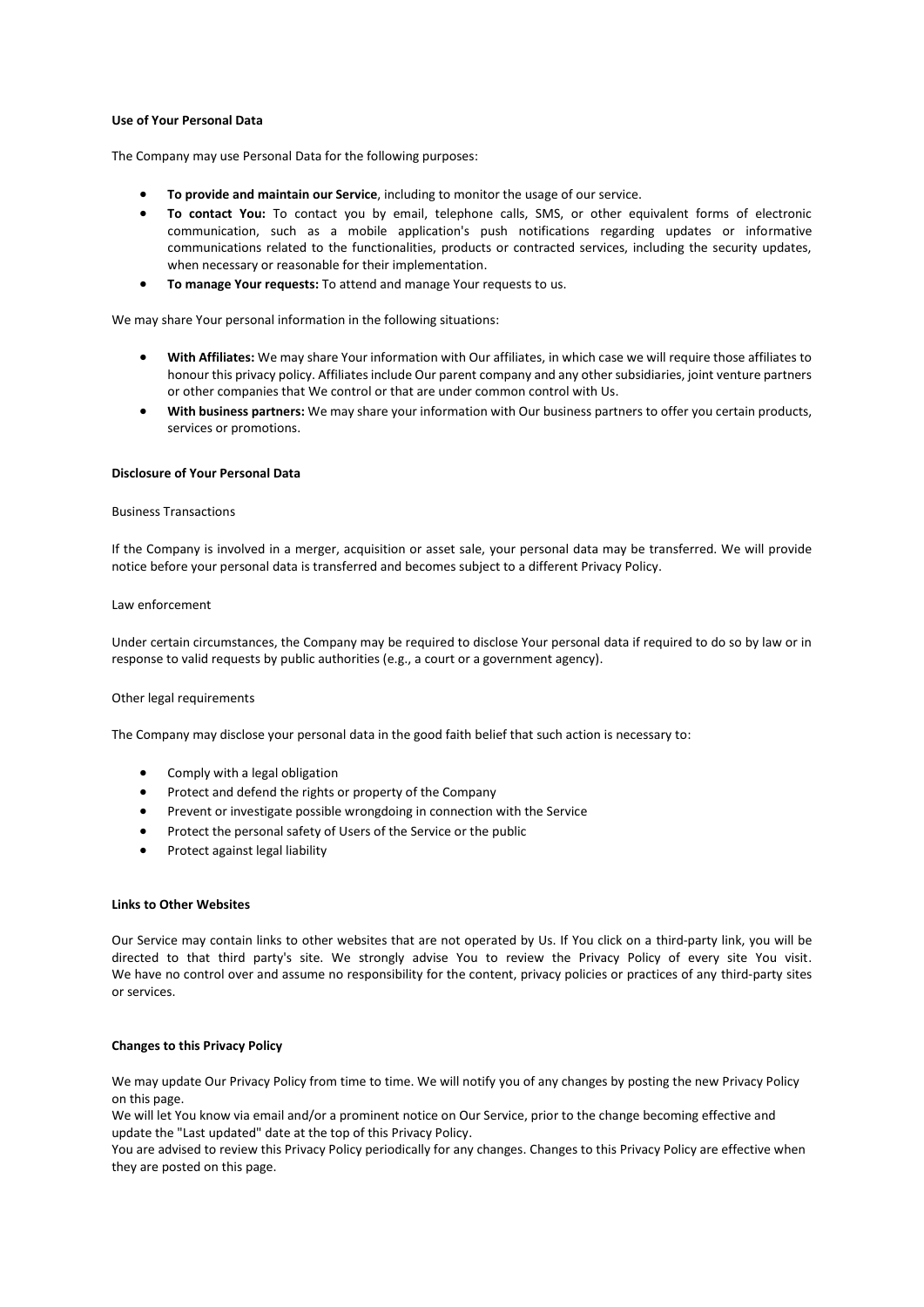**Use of Your Personal Data**

The Company may use Personal Data for the following purposes:

- **To provide and maintain our Service**, including to monitor the usage of our service.
- **To contact You:** To contact you by email, telephone calls, SMS, or other equivalent forms of electronic communication, such as a mobile application's push notifications regarding updates or informative communications related to the functionalities, products or contracted services, including the security updates, when necessary or reasonable for their implementation.
- **To manage Your requests:** To attend and manage Your requests to us.

We may share Your personal information in the following situations:

- **With Affiliates:** We may share Your information with Our affiliates, in which case we will require those affiliates to honour this privacy policy. Affiliates include Our parent company and any other subsidiaries, joint venture partners or other companies that We control or that are under common control with Us.
- **With business partners:** We may share your information with Our business partners to offer you certain products, services or promotions.

**Disclosure of Your Personal Data**

Business Transactions

If the Company is involved in a merger, acquisition or asset sale, your personal data may be transferred. We will provide notice before your personal data is transferred and becomes subject to a different Privacy Policy.

Law enforcement

Under certain circumstances, the Company may be required to disclose Your personal data if required to do so by law or in response to valid requests by public authorities (e.g., a court or a government agency).

Other legal requirements

The Company may disclose your personal data in the good faith belief that such action is necessary to:

- Comply with a legal obligation
- Protect and defend the rights or property of the Company
- Prevent or investigate possible wrongdoing in connection with the Service
- Protect the personal safety of Users of the Service or the public
- Protect against legal liability

**Links to Other Websites**

Our Service may contain links to other websites that are not operated by Us. If You click on a third-party link, you will be directed to that third party's site. We strongly advise You to review the Privacy Policy of every site You visit. We have no control over and assume no responsibility for the content, privacy policies or practices of any third-party sites or services.

**Changes to this Privacy Policy**

We may update Our Privacy Policy from time to time. We will notify you of any changes by posting the new Privacy Policy on this page.
We will let You know via email and/or a prominent notice on Our Service, prior to the change becoming effective and update the "Last updated" date at the top of this Privacy Policy.
You are advised to review this Privacy Policy periodically for any changes. Changes to this Privacy Policy are effective when they are posted on this page.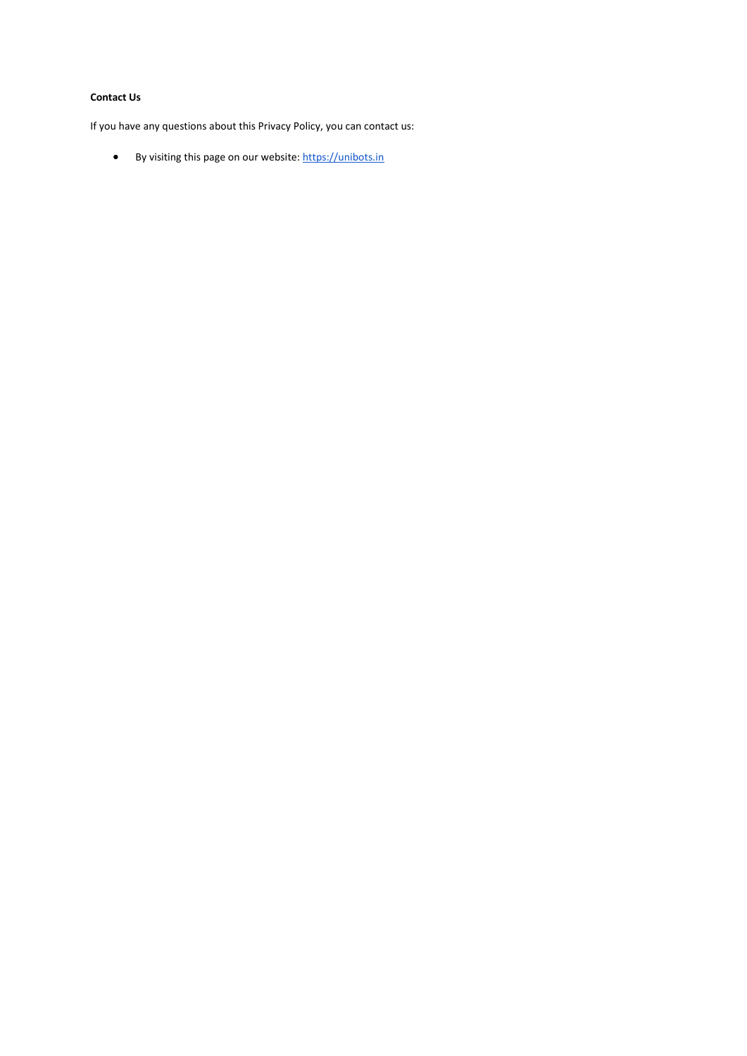**Contact Us**

If you have any questions about this Privacy Policy, you can contact us:

- By visiting this page on our website: [https://unibots.in](https://unibots.in)